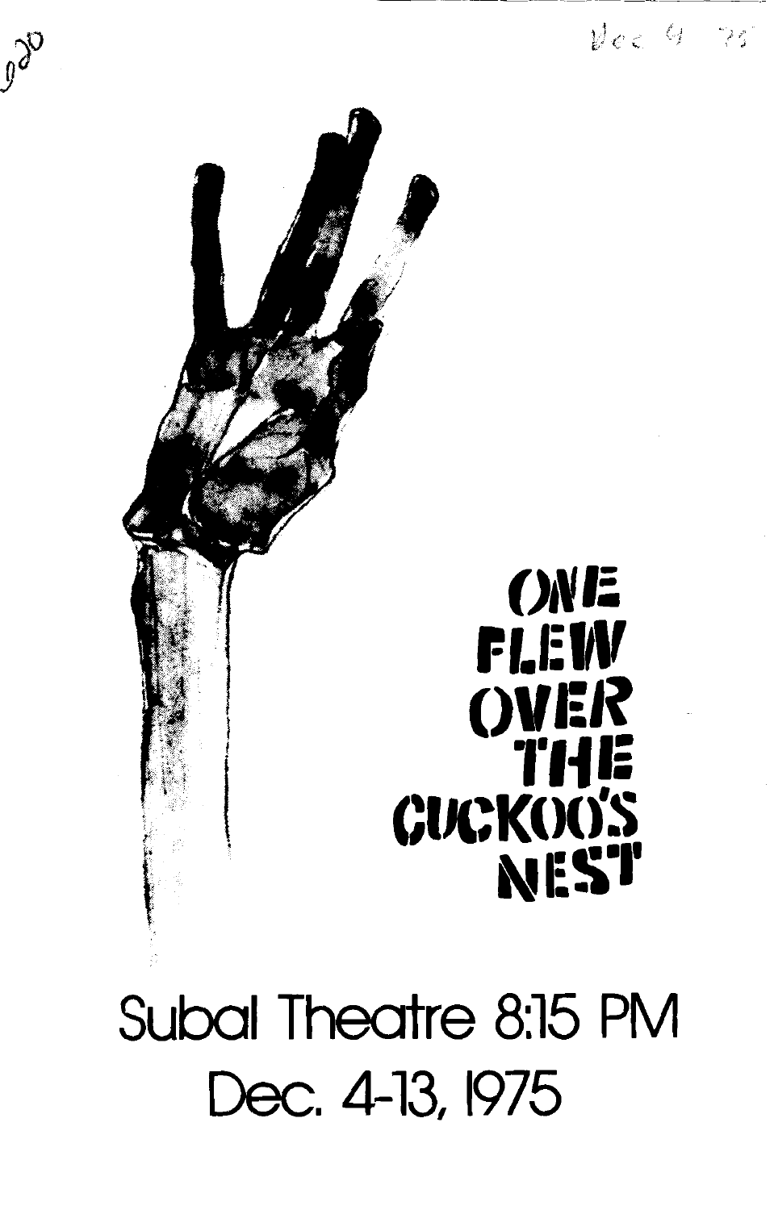# ONE FLEW OVER THE CUCKOO'S NEST

Subal Theatre 8:15 PM

Dec. 4-13, 1975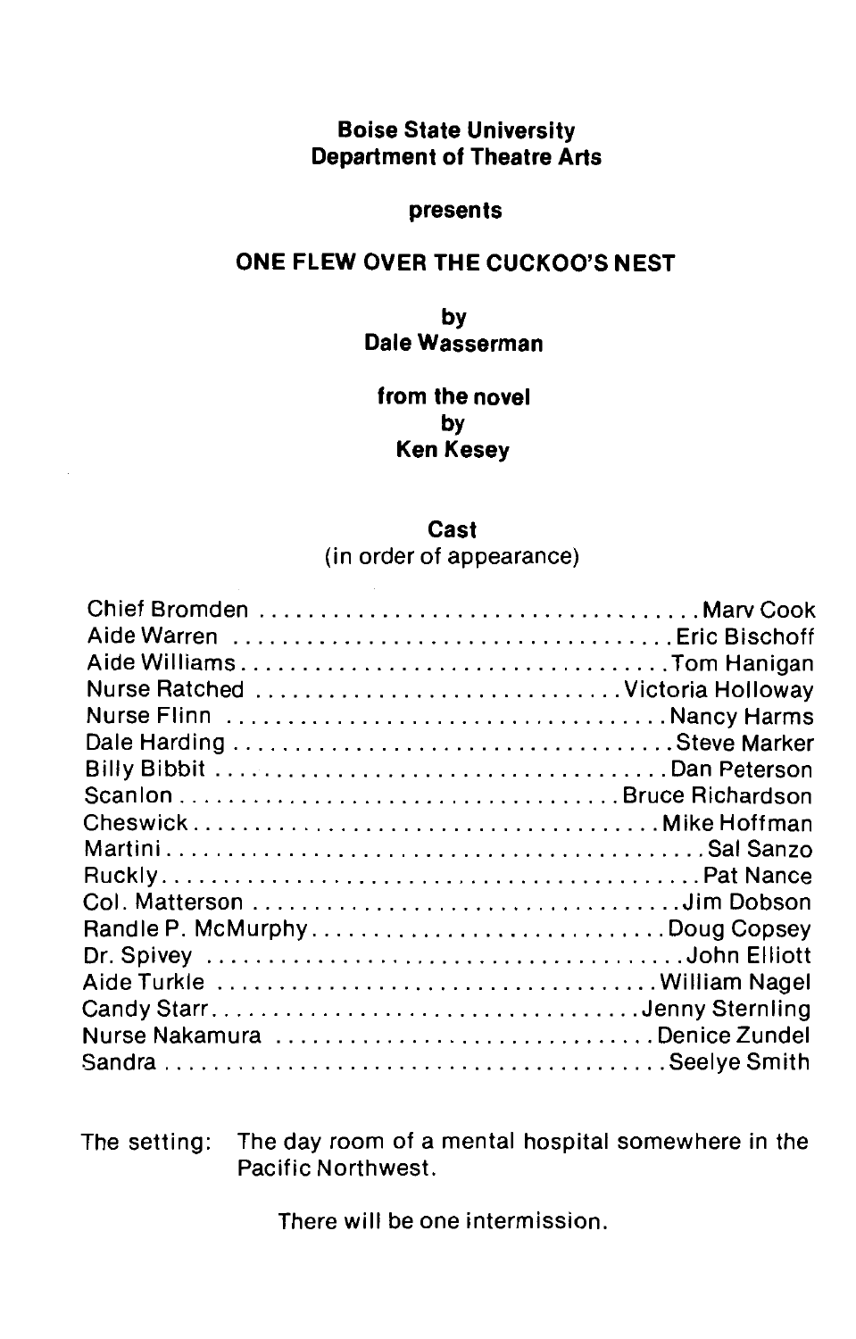**Boise State University**
**Department of Theatre Arts**

**presents**

# ONE FLEW OVER THE CUCKOO'S NEST

**by**
**Dale Wasserman**

**from the novel**
**by**
**Ken Kesey**

## Cast

(in order of appearance)

| | |
|---|---|
| Chief Bromden | Marv Cook |
| Aide Warren | Eric Bischoff |
| Aide Williams | Tom Hanigan |
| Nurse Ratched | Victoria Holloway |
| Nurse Flinn | Nancy Harms |
| Dale Harding | Steve Marker |
| Billy Bibbit | Dan Peterson |
| Scanlon | Bruce Richardson |
| Cheswick | Mike Hoffman |
| Martini | Sal Sanzo |
| Ruckly | Pat Nance |
| Col. Matterson | Jim Dobson |
| Randle P. McMurphy | Doug Copsey |
| Dr. Spivey | John Elliott |
| Aide Turkle | William Nagel |
| Candy Starr | Jenny Sternling |
| Nurse Nakamura | Denice Zundel |
| Sandra | Seelye Smith |

The setting: The day room of a mental hospital somewhere in the Pacific Northwest.

There will be one intermission.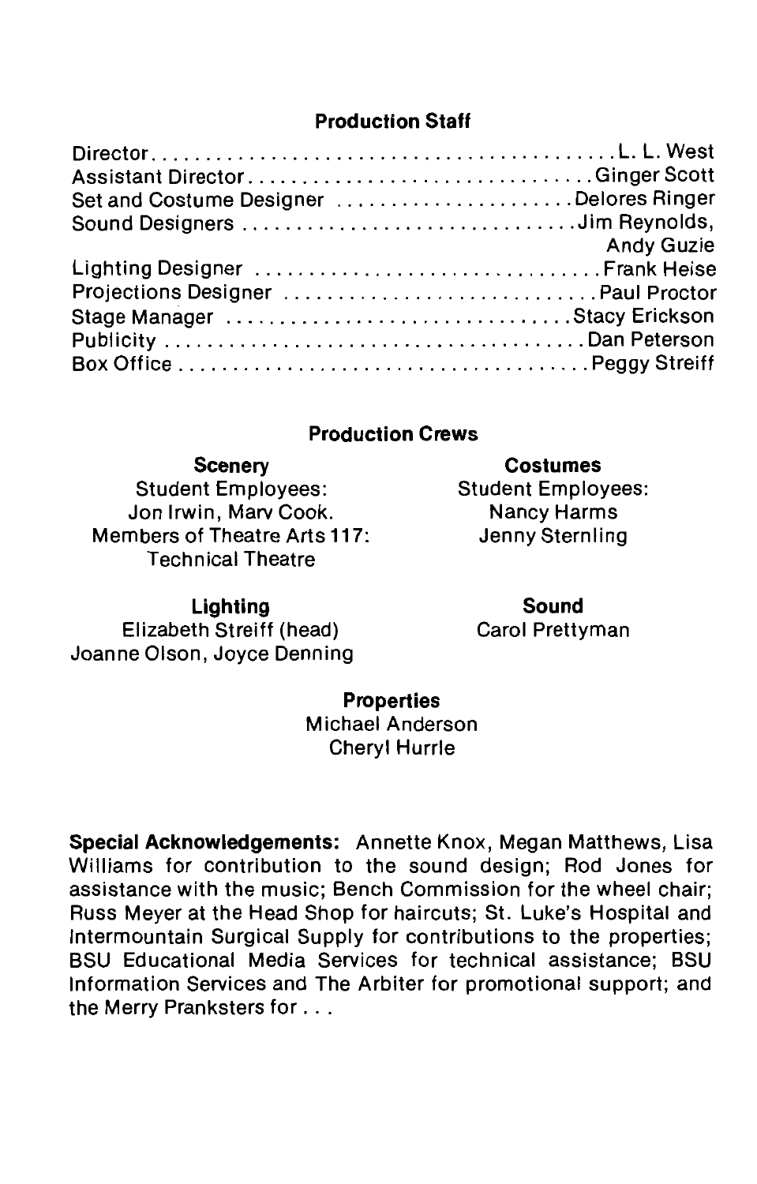## Production Staff

Director . . . . . . . . . . . . . . . . . . . . . . . . . . . . . . . . . . . . . . . . . L. L. West
Assistant Director . . . . . . . . . . . . . . . . . . . . . . . . . . . . . . . . Ginger Scott
Set and Costume Designer . . . . . . . . . . . . . . . . . . . . . . Delores Ringer
Sound Designers . . . . . . . . . . . . . . . . . . . . . . . . . . . . . . . Jim Reynolds, Andy Guzie
Lighting Designer . . . . . . . . . . . . . . . . . . . . . . . . . . . . . . . Frank Heise
Projections Designer . . . . . . . . . . . . . . . . . . . . . . . . . . . . Paul Proctor
Stage Manager . . . . . . . . . . . . . . . . . . . . . . . . . . . . . . . . Stacy Erickson
Publicity . . . . . . . . . . . . . . . . . . . . . . . . . . . . . . . . . . . . . . . . Dan Peterson
Box Office . . . . . . . . . . . . . . . . . . . . . . . . . . . . . . . . . . . . . . . Peggy Streiff

## Production Crews

**Scenery**
Student Employees:
Jon Irwin, Marv Cook.
Members of Theatre Arts 117:
Technical Theatre

**Costumes**
Student Employees:
Nancy Harms
Jenny Sternling

**Lighting**
Elizabeth Streiff (head)
Joanne Olson, Joyce Denning

**Sound**
Carol Prettyman

**Properties**
Michael Anderson
Cheryl Hurrle

**Special Acknowledgements:** Annette Knox, Megan Matthews, Lisa Williams for contribution to the sound design; Rod Jones for assistance with the music; Bench Commission for the wheel chair; Russ Meyer at the Head Shop for haircuts; St. Luke's Hospital and Intermountain Surgical Supply for contributions to the properties; BSU Educational Media Services for technical assistance; BSU Information Services and The Arbiter for promotional support; and the Merry Pranksters for . . .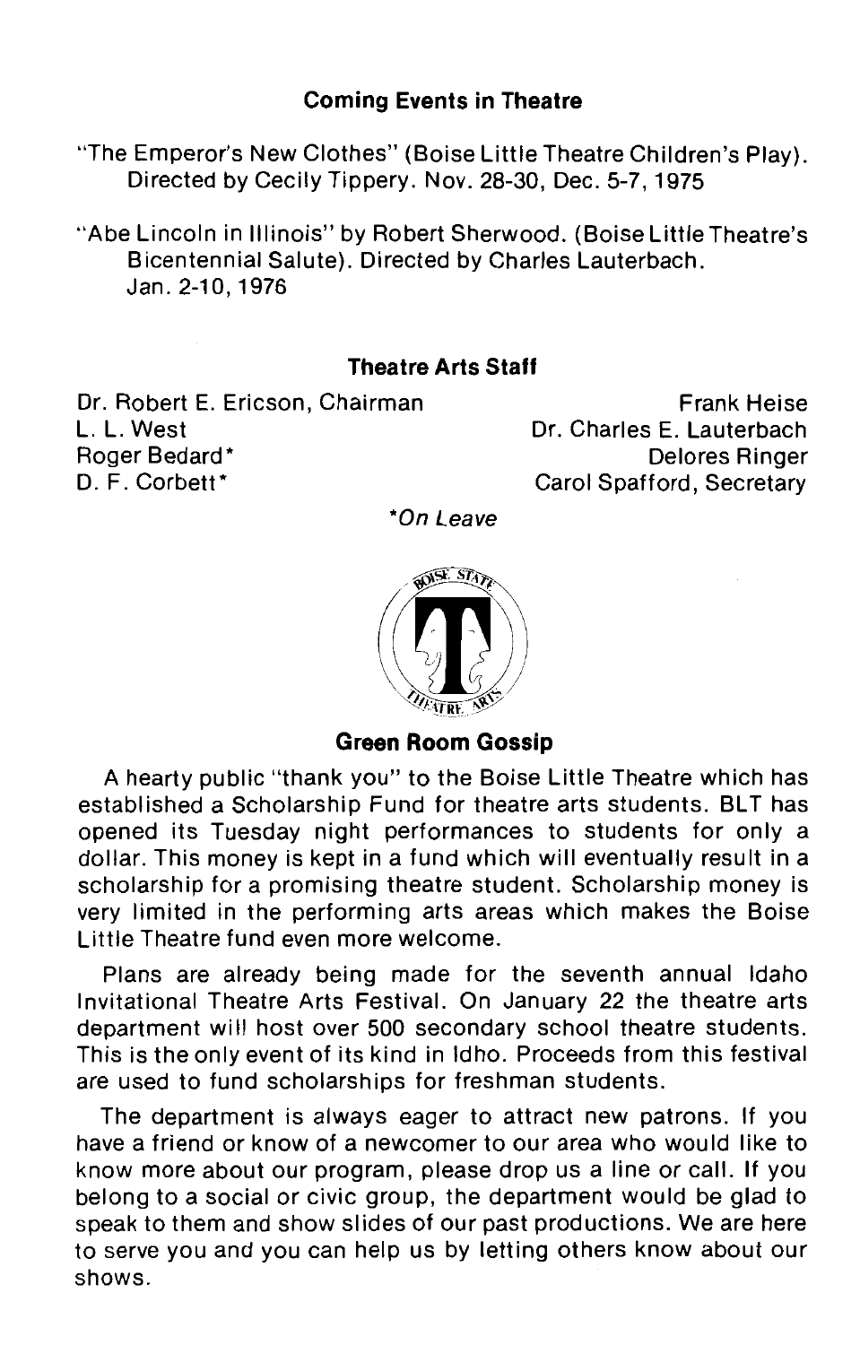## Coming Events in Theatre

"The Emperor's New Clothes" (Boise Little Theatre Children's Play). Directed by Cecily Tippery. Nov. 28-30, Dec. 5-7, 1975

"Abe Lincoln in Illinois" by Robert Sherwood. (Boise Little Theatre's Bicentennial Salute). Directed by Charles Lauterbach. Jan. 2-10, 1976

## Theatre Arts Staff

Dr. Robert E. Ericson, Chairman
L. L. West
Roger Bedard*
D. F. Corbett*
Frank Heise
Dr. Charles E. Lauterbach
Delores Ringer
Carol Spafford, Secretary

**On Leave*

## Green Room Gossip

A hearty public "thank you" to the Boise Little Theatre which has established a Scholarship Fund for theatre arts students. BLT has opened its Tuesday night performances to students for only a dollar. This money is kept in a fund which will eventually result in a scholarship for a promising theatre student. Scholarship money is very limited in the performing arts areas which makes the Boise Little Theatre fund even more welcome.

Plans are already being made for the seventh annual Idaho Invitational Theatre Arts Festival. On January 22 the theatre arts department will host over 500 secondary school theatre students. This is the only event of its kind in Idho. Proceeds from this festival are used to fund scholarships for freshman students.

The department is always eager to attract new patrons. If you have a friend or know of a newcomer to our area who would like to know more about our program, please drop us a line or call. If you belong to a social or civic group, the department would be glad to speak to them and show slides of our past productions. We are here to serve you and you can help us by letting others know about our shows.